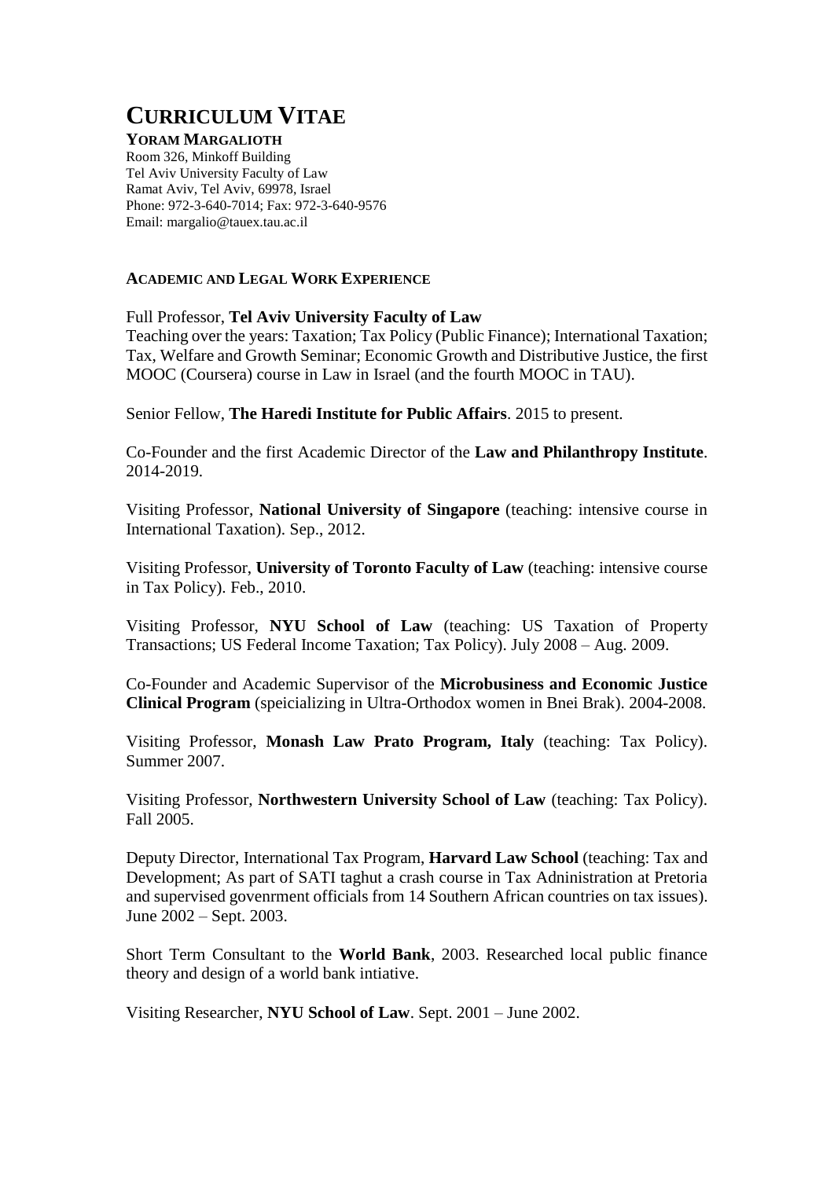# CURRICULUM VITAE

**YORAM MARGALIOTH**

Room 326, Minkoff Building
Tel Aviv University Faculty of Law
Ramat Aviv, Tel Aviv, 69978, Israel
Phone: 972-3-640-7014; Fax: 972-3-640-9576
Email: margalio@tauex.tau.ac.il

## ACADEMIC AND LEGAL WORK EXPERIENCE

Full Professor, **Tel Aviv University Faculty of Law**
Teaching over the years: Taxation; Tax Policy (Public Finance); International Taxation; Tax, Welfare and Growth Seminar; Economic Growth and Distributive Justice, the first MOOC (Coursera) course in Law in Israel (and the fourth MOOC in TAU).

Senior Fellow, **The Haredi Institute for Public Affairs**. 2015 to present.

Co-Founder and the first Academic Director of the **Law and Philanthropy Institute**. 2014-2019.

Visiting Professor, **National University of Singapore** (teaching: intensive course in International Taxation). Sep., 2012.

Visiting Professor, **University of Toronto Faculty of Law** (teaching: intensive course in Tax Policy). Feb., 2010.

Visiting Professor, **NYU School of Law** (teaching: US Taxation of Property Transactions; US Federal Income Taxation; Tax Policy). July 2008 – Aug. 2009.

Co-Founder and Academic Supervisor of the **Microbusiness and Economic Justice Clinical Program** (speicializing in Ultra-Orthodox women in Bnei Brak). 2004-2008.

Visiting Professor, **Monash Law Prato Program, Italy** (teaching: Tax Policy). Summer 2007.

Visiting Professor, **Northwestern University School of Law** (teaching: Tax Policy). Fall 2005.

Deputy Director, International Tax Program, **Harvard Law School** (teaching: Tax and Development; As part of SATI taghut a crash course in Tax Adninistration at Pretoria and supervised govenrment officials from 14 Southern African countries on tax issues). June 2002 – Sept. 2003.

Short Term Consultant to the **World Bank**, 2003. Researched local public finance theory and design of a world bank intiative.

Visiting Researcher, **NYU School of Law**. Sept. 2001 – June 2002.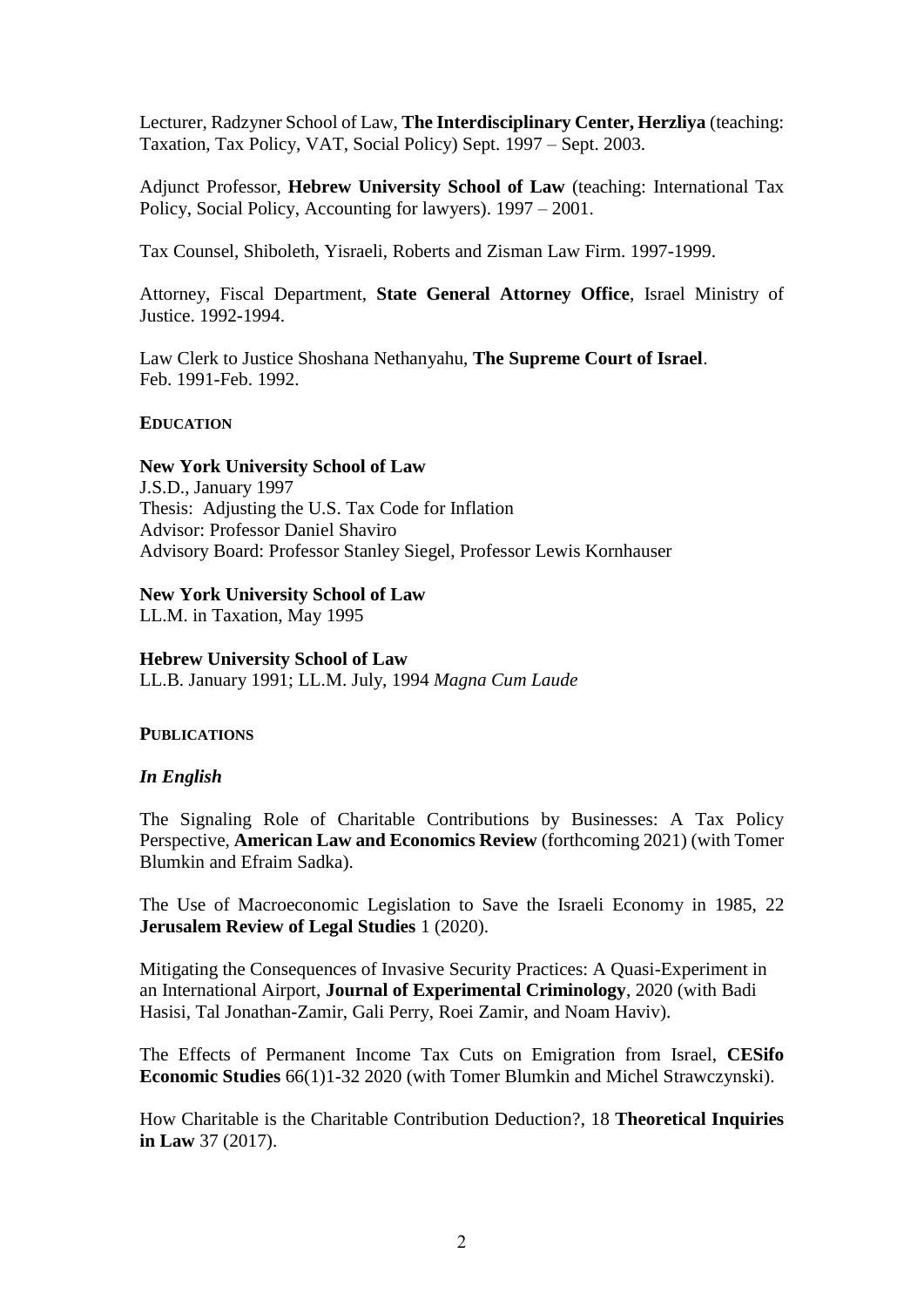Lecturer, Radzyner School of Law, **The Interdisciplinary Center, Herzliya** (teaching: Taxation, Tax Policy, VAT, Social Policy) Sept. 1997 – Sept. 2003.

Adjunct Professor, **Hebrew University School of Law** (teaching: International Tax Policy, Social Policy, Accounting for lawyers). 1997 – 2001.

Tax Counsel, Shiboleth, Yisraeli, Roberts and Zisman Law Firm. 1997-1999.

Attorney, Fiscal Department, **State General Attorney Office**, Israel Ministry of Justice. 1992-1994.

Law Clerk to Justice Shoshana Nethanyahu, **The Supreme Court of Israel**.
Feb. 1991-Feb. 1992.

## EDUCATION

**New York University School of Law**
J.S.D., January 1997
Thesis: Adjusting the U.S. Tax Code for Inflation
Advisor: Professor Daniel Shaviro
Advisory Board: Professor Stanley Siegel, Professor Lewis Kornhauser

**New York University School of Law**
LL.M. in Taxation, May 1995

**Hebrew University School of Law**
LL.B. January 1991; LL.M. July, 1994 *Magna Cum Laude*

## PUBLICATIONS

### *In English*

The Signaling Role of Charitable Contributions by Businesses: A Tax Policy Perspective, **American Law and Economics Review** (forthcoming 2021) (with Tomer Blumkin and Efraim Sadka).

The Use of Macroeconomic Legislation to Save the Israeli Economy in 1985, 22 **Jerusalem Review of Legal Studies** 1 (2020).

Mitigating the Consequences of Invasive Security Practices: A Quasi-Experiment in an International Airport, **Journal of Experimental Criminology**, 2020 (with Badi Hasisi, Tal Jonathan-Zamir, Gali Perry, Roei Zamir, and Noam Haviv).

The Effects of Permanent Income Tax Cuts on Emigration from Israel, **CESifo Economic Studies** 66(1)1-32 2020 (with Tomer Blumkin and Michel Strawczynski).

How Charitable is the Charitable Contribution Deduction?, 18 **Theoretical Inquiries in Law** 37 (2017).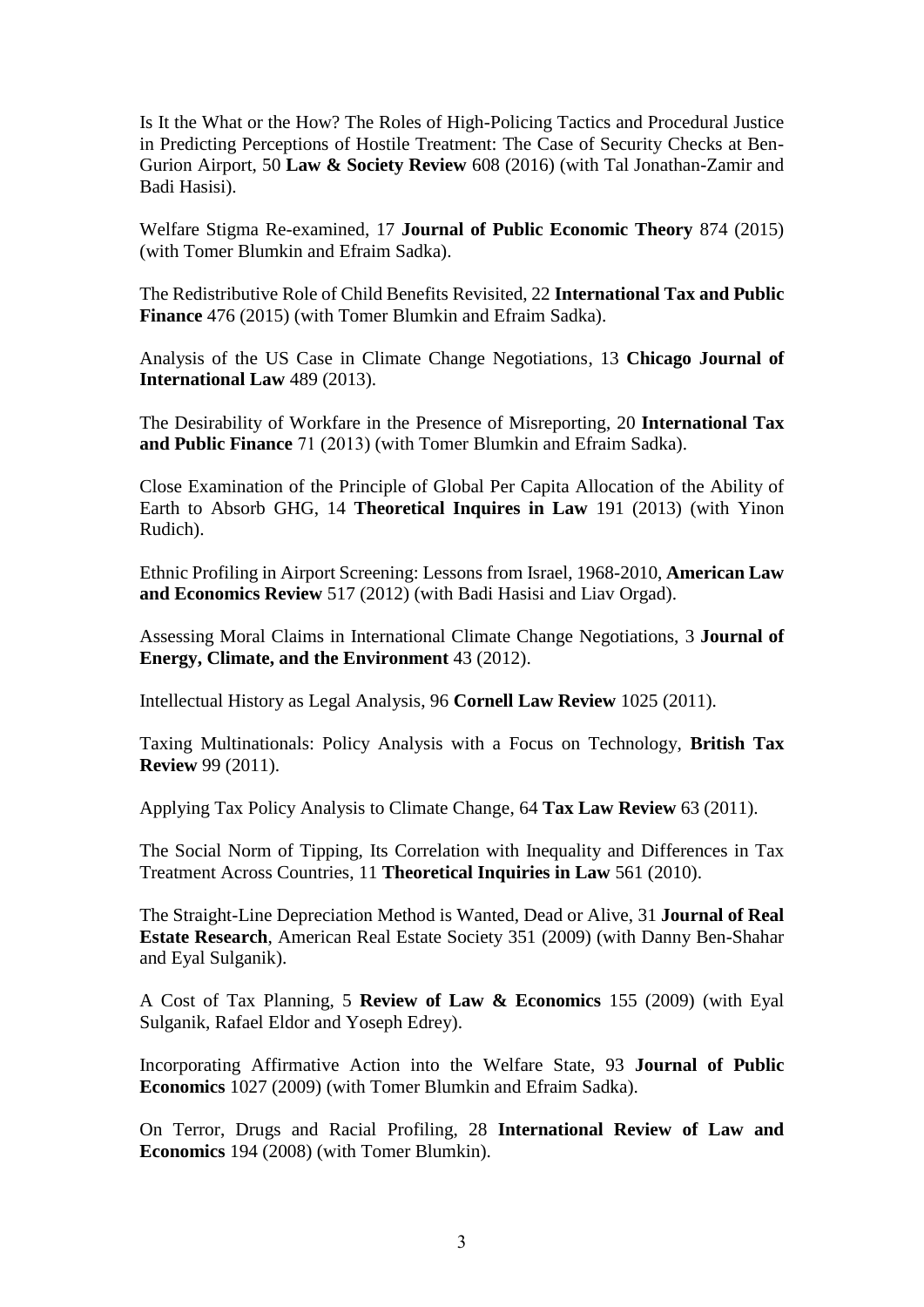Is It the What or the How? The Roles of High-Policing Tactics and Procedural Justice in Predicting Perceptions of Hostile Treatment: The Case of Security Checks at Ben-Gurion Airport, 50 **Law & Society Review** 608 (2016) (with Tal Jonathan-Zamir and Badi Hasisi).

Welfare Stigma Re-examined, 17 **Journal of Public Economic Theory** 874 (2015) (with Tomer Blumkin and Efraim Sadka).

The Redistributive Role of Child Benefits Revisited, 22 **International Tax and Public Finance** 476 (2015) (with Tomer Blumkin and Efraim Sadka).

Analysis of the US Case in Climate Change Negotiations, 13 **Chicago Journal of International Law** 489 (2013).

The Desirability of Workfare in the Presence of Misreporting, 20 **International Tax and Public Finance** 71 (2013) (with Tomer Blumkin and Efraim Sadka).

Close Examination of the Principle of Global Per Capita Allocation of the Ability of Earth to Absorb GHG, 14 **Theoretical Inquires in Law** 191 (2013) (with Yinon Rudich).

Ethnic Profiling in Airport Screening: Lessons from Israel, 1968-2010, **American Law and Economics Review** 517 (2012) (with Badi Hasisi and Liav Orgad).

Assessing Moral Claims in International Climate Change Negotiations, 3 **Journal of Energy, Climate, and the Environment** 43 (2012).

Intellectual History as Legal Analysis, 96 **Cornell Law Review** 1025 (2011).

Taxing Multinationals: Policy Analysis with a Focus on Technology, **British Tax Review** 99 (2011).

Applying Tax Policy Analysis to Climate Change, 64 **Tax Law Review** 63 (2011).

The Social Norm of Tipping, Its Correlation with Inequality and Differences in Tax Treatment Across Countries, 11 **Theoretical Inquiries in Law** 561 (2010).

The Straight-Line Depreciation Method is Wanted, Dead or Alive, 31 **Journal of Real Estate Research**, American Real Estate Society 351 (2009) (with Danny Ben-Shahar and Eyal Sulganik).

A Cost of Tax Planning, 5 **Review of Law & Economics** 155 (2009) (with Eyal Sulganik, Rafael Eldor and Yoseph Edrey).

Incorporating Affirmative Action into the Welfare State, 93 **Journal of Public Economics** 1027 (2009) (with Tomer Blumkin and Efraim Sadka).

On Terror, Drugs and Racial Profiling, 28 **International Review of Law and Economics** 194 (2008) (with Tomer Blumkin).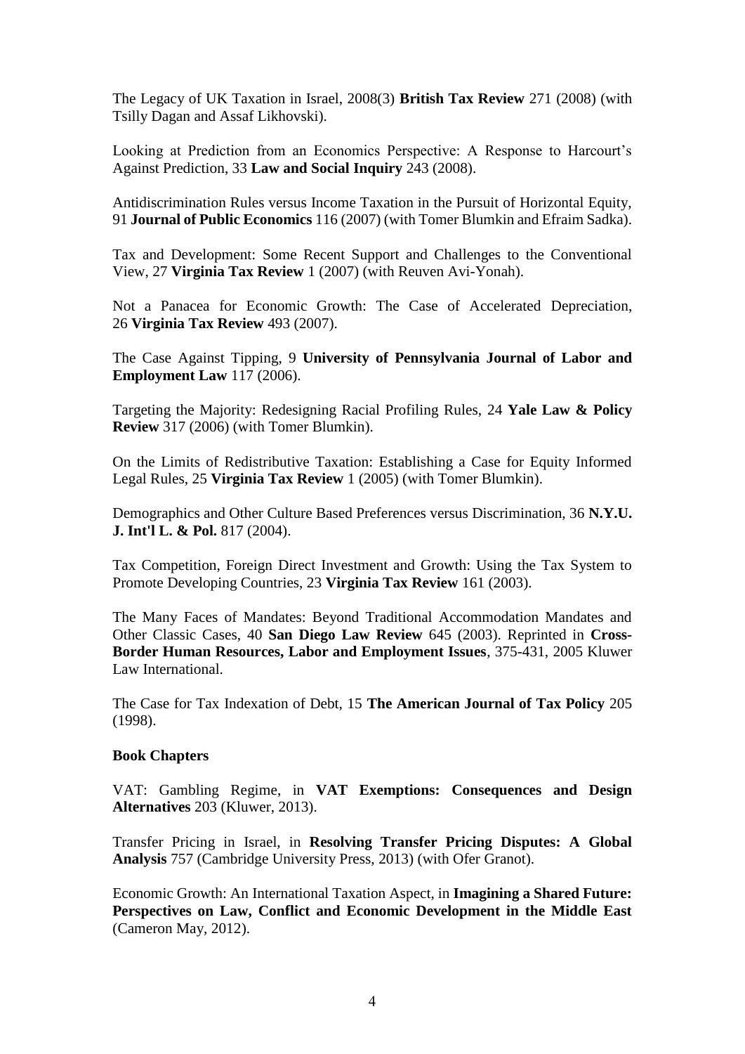The Legacy of UK Taxation in Israel, 2008(3) **British Tax Review** 271 (2008) (with Tsilly Dagan and Assaf Likhovski).

Looking at Prediction from an Economics Perspective: A Response to Harcourt's Against Prediction, 33 **Law and Social Inquiry** 243 (2008).

Antidiscrimination Rules versus Income Taxation in the Pursuit of Horizontal Equity, 91 **Journal of Public Economics** 116 (2007) (with Tomer Blumkin and Efraim Sadka).

Tax and Development: Some Recent Support and Challenges to the Conventional View, 27 **Virginia Tax Review** 1 (2007) (with Reuven Avi-Yonah).

Not a Panacea for Economic Growth: The Case of Accelerated Depreciation, 26 **Virginia Tax Review** 493 (2007).

The Case Against Tipping, 9 **University of Pennsylvania Journal of Labor and Employment Law** 117 (2006).

Targeting the Majority: Redesigning Racial Profiling Rules, 24 **Yale Law & Policy Review** 317 (2006) (with Tomer Blumkin).

On the Limits of Redistributive Taxation: Establishing a Case for Equity Informed Legal Rules, 25 **Virginia Tax Review** 1 (2005) (with Tomer Blumkin).

Demographics and Other Culture Based Preferences versus Discrimination, 36 **N.Y.U. J. Int'l L. & Pol.** 817 (2004).

Tax Competition, Foreign Direct Investment and Growth: Using the Tax System to Promote Developing Countries, 23 **Virginia Tax Review** 161 (2003).

The Many Faces of Mandates: Beyond Traditional Accommodation Mandates and Other Classic Cases, 40 **San Diego Law Review** 645 (2003). Reprinted in **Cross-Border Human Resources, Labor and Employment Issues**, 375-431, 2005 Kluwer Law International.

The Case for Tax Indexation of Debt, 15 **The American Journal of Tax Policy** 205 (1998).

**Book Chapters**

VAT: Gambling Regime, in **VAT Exemptions: Consequences and Design Alternatives** 203 (Kluwer, 2013).

Transfer Pricing in Israel, in **Resolving Transfer Pricing Disputes: A Global Analysis** 757 (Cambridge University Press, 2013) (with Ofer Granot).

Economic Growth: An International Taxation Aspect, in **Imagining a Shared Future: Perspectives on Law, Conflict and Economic Development in the Middle East** (Cameron May, 2012).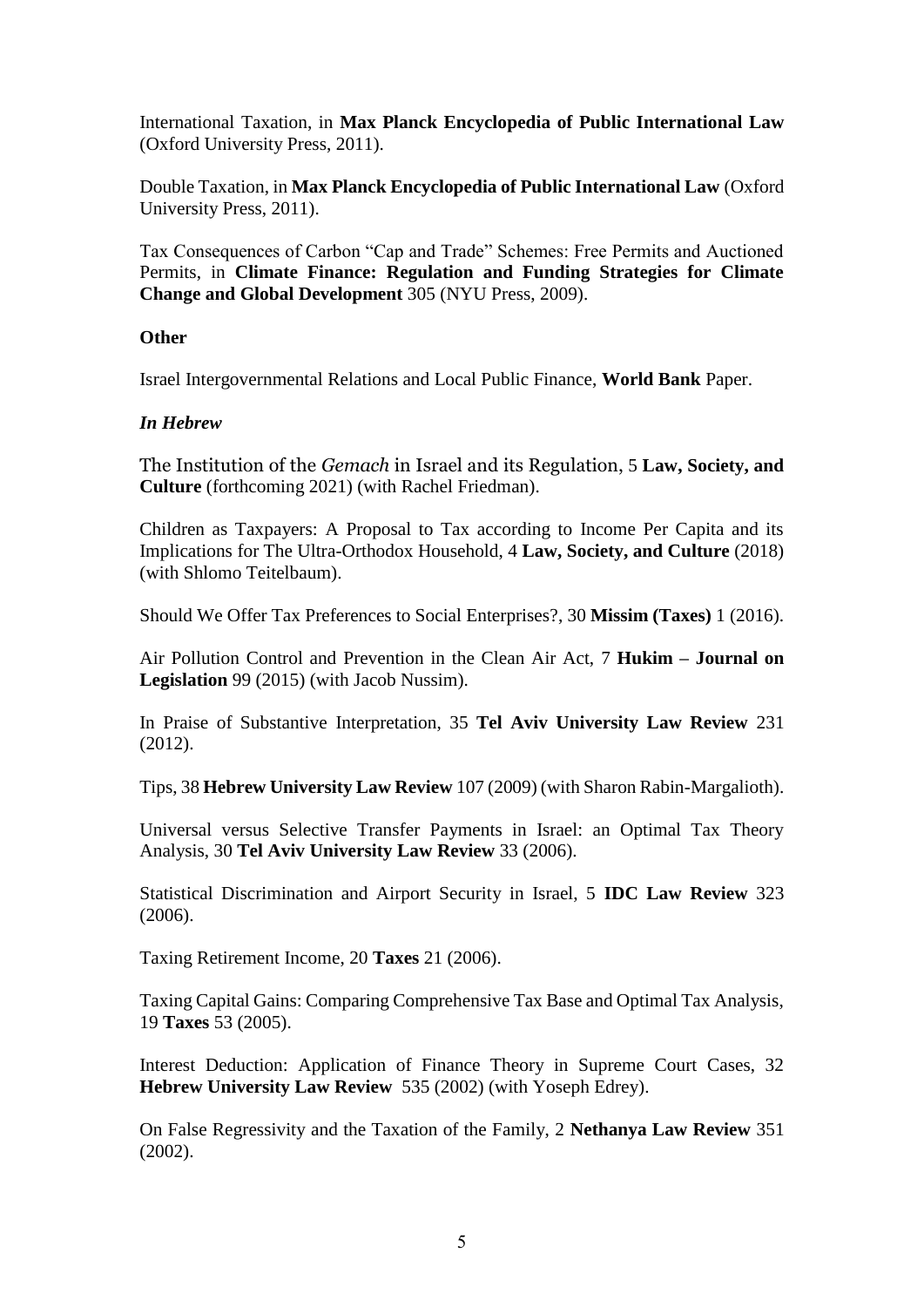International Taxation, in **Max Planck Encyclopedia of Public International Law** (Oxford University Press, 2011).

Double Taxation, in **Max Planck Encyclopedia of Public International Law** (Oxford University Press, 2011).

Tax Consequences of Carbon "Cap and Trade" Schemes: Free Permits and Auctioned Permits, in **Climate Finance: Regulation and Funding Strategies for Climate Change and Global Development** 305 (NYU Press, 2009).

**Other**

Israel Intergovernmental Relations and Local Public Finance, **World Bank** Paper.

***In Hebrew***

The Institution of the *Gemach* in Israel and its Regulation, 5 **Law, Society, and Culture** (forthcoming 2021) (with Rachel Friedman).

Children as Taxpayers: A Proposal to Tax according to Income Per Capita and its Implications for The Ultra-Orthodox Household, 4 **Law, Society, and Culture** (2018) (with Shlomo Teitelbaum).

Should We Offer Tax Preferences to Social Enterprises?, 30 **Missim (Taxes)** 1 (2016).

Air Pollution Control and Prevention in the Clean Air Act, 7 **Hukim – Journal on Legislation** 99 (2015) (with Jacob Nussim).

In Praise of Substantive Interpretation, 35 **Tel Aviv University Law Review** 231 (2012).

Tips, 38 **Hebrew University Law Review** 107 (2009) (with Sharon Rabin-Margalioth).

Universal versus Selective Transfer Payments in Israel: an Optimal Tax Theory Analysis, 30 **Tel Aviv University Law Review** 33 (2006).

Statistical Discrimination and Airport Security in Israel, 5 **IDC Law Review** 323 (2006).

Taxing Retirement Income, 20 **Taxes** 21 (2006).

Taxing Capital Gains: Comparing Comprehensive Tax Base and Optimal Tax Analysis, 19 **Taxes** 53 (2005).

Interest Deduction: Application of Finance Theory in Supreme Court Cases, 32 **Hebrew University Law Review** 535 (2002) (with Yoseph Edrey).

On False Regressivity and the Taxation of the Family, 2 **Nethanya Law Review** 351 (2002).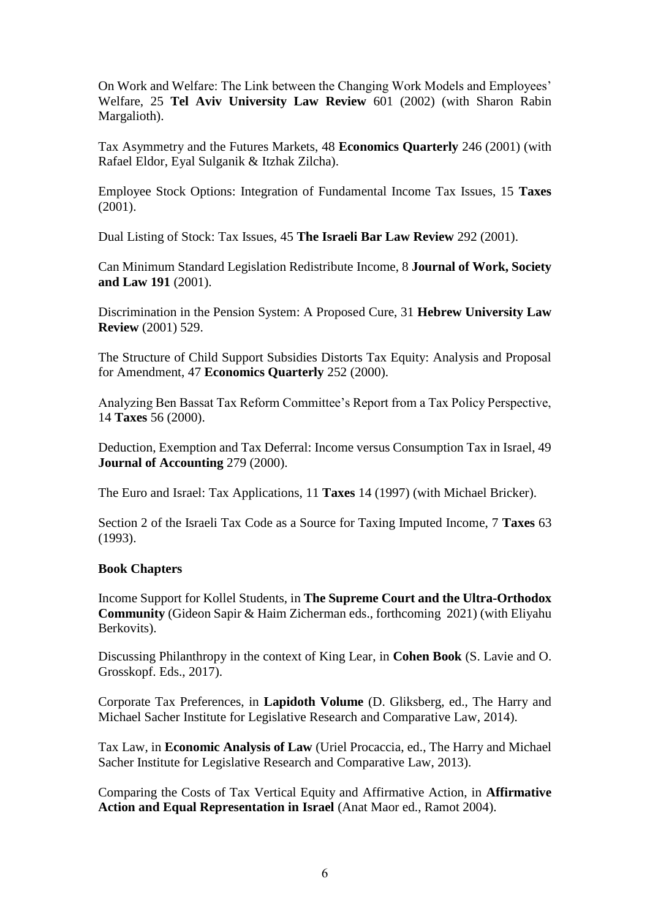On Work and Welfare: The Link between the Changing Work Models and Employees' Welfare, 25 **Tel Aviv University Law Review** 601 (2002) (with Sharon Rabin Margalioth).

Tax Asymmetry and the Futures Markets, 48 **Economics Quarterly** 246 (2001) (with Rafael Eldor, Eyal Sulganik & Itzhak Zilcha).

Employee Stock Options: Integration of Fundamental Income Tax Issues, 15 **Taxes** (2001).

Dual Listing of Stock: Tax Issues, 45 **The Israeli Bar Law Review** 292 (2001).

Can Minimum Standard Legislation Redistribute Income, 8 **Journal of Work, Society and Law 191** (2001).

Discrimination in the Pension System: A Proposed Cure, 31 **Hebrew University Law Review** (2001) 529.

The Structure of Child Support Subsidies Distorts Tax Equity: Analysis and Proposal for Amendment, 47 **Economics Quarterly** 252 (2000).

Analyzing Ben Bassat Tax Reform Committee's Report from a Tax Policy Perspective, 14 **Taxes** 56 (2000).

Deduction, Exemption and Tax Deferral: Income versus Consumption Tax in Israel, 49 **Journal of Accounting** 279 (2000).

The Euro and Israel: Tax Applications, 11 **Taxes** 14 (1997) (with Michael Bricker).

Section 2 of the Israeli Tax Code as a Source for Taxing Imputed Income, 7 **Taxes** 63 (1993).

**Book Chapters**

Income Support for Kollel Students, in **The Supreme Court and the Ultra-Orthodox Community** (Gideon Sapir & Haim Zicherman eds., forthcoming 2021) (with Eliyahu Berkovits).

Discussing Philanthropy in the context of King Lear, in **Cohen Book** (S. Lavie and O. Grosskopf. Eds., 2017).

Corporate Tax Preferences, in **Lapidoth Volume** (D. Gliksberg, ed., The Harry and Michael Sacher Institute for Legislative Research and Comparative Law, 2014).

Tax Law, in **Economic Analysis of Law** (Uriel Procaccia, ed., The Harry and Michael Sacher Institute for Legislative Research and Comparative Law, 2013).

Comparing the Costs of Tax Vertical Equity and Affirmative Action, in **Affirmative Action and Equal Representation in Israel** (Anat Maor ed., Ramot 2004).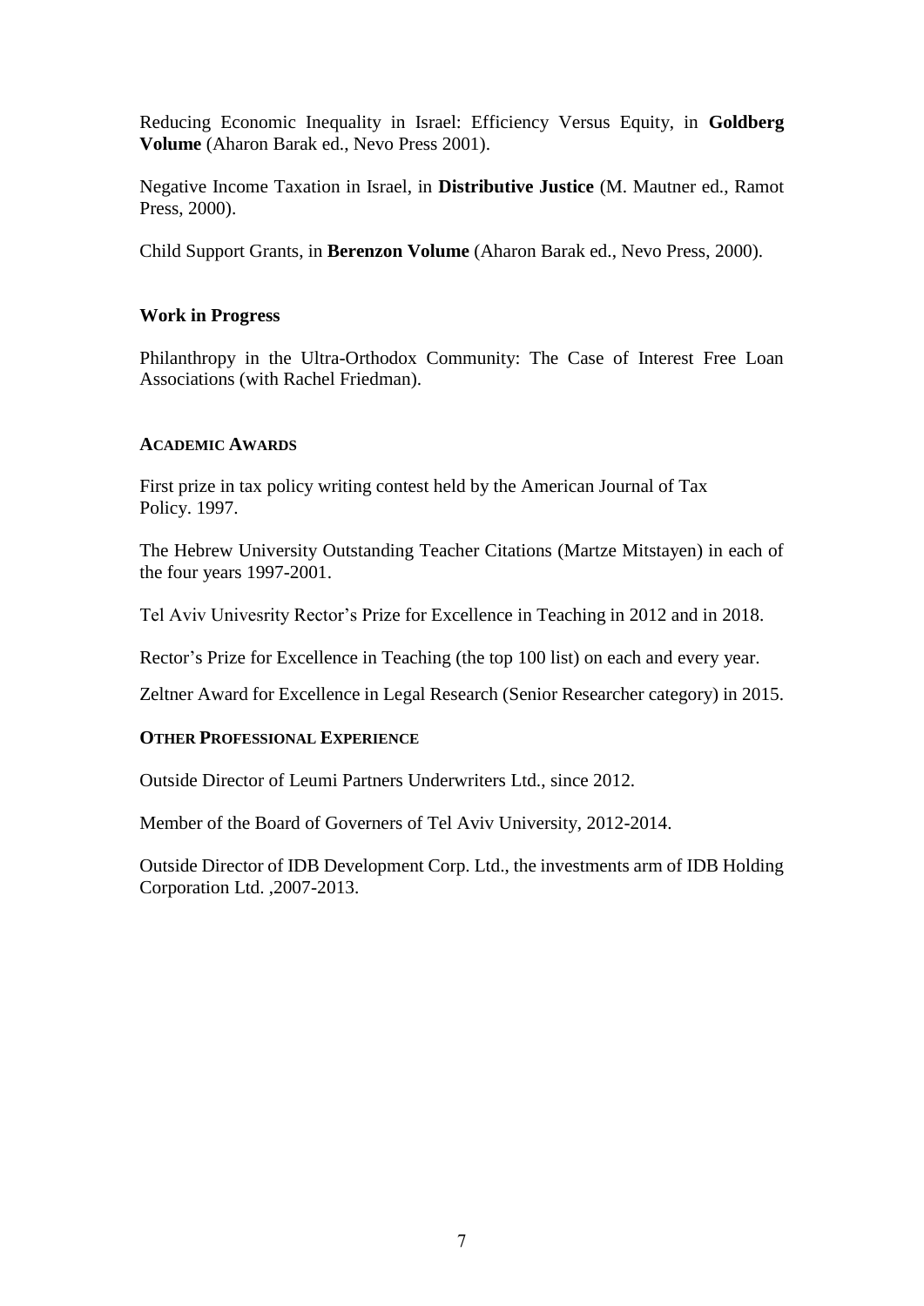Reducing Economic Inequality in Israel: Efficiency Versus Equity, in **Goldberg Volume** (Aharon Barak ed., Nevo Press 2001).

Negative Income Taxation in Israel, in **Distributive Justice** (M. Mautner ed., Ramot Press, 2000).

Child Support Grants, in **Berenzon Volume** (Aharon Barak ed., Nevo Press, 2000).

### Work in Progress

Philanthropy in the Ultra-Orthodox Community: The Case of Interest Free Loan Associations (with Rachel Friedman).

## ACADEMIC AWARDS

First prize in tax policy writing contest held by the American Journal of Tax Policy. 1997.

The Hebrew University Outstanding Teacher Citations (Martze Mitstayen) in each of the four years 1997-2001.

Tel Aviv Univesrity Rector's Prize for Excellence in Teaching in 2012 and in 2018.

Rector's Prize for Excellence in Teaching (the top 100 list) on each and every year.

Zeltner Award for Excellence in Legal Research (Senior Researcher category) in 2015.

## OTHER PROFESSIONAL EXPERIENCE

Outside Director of Leumi Partners Underwriters Ltd., since 2012.

Member of the Board of Governers of Tel Aviv University, 2012-2014.

Outside Director of IDB Development Corp. Ltd., the investments arm of IDB Holding Corporation Ltd. ,2007-2013.